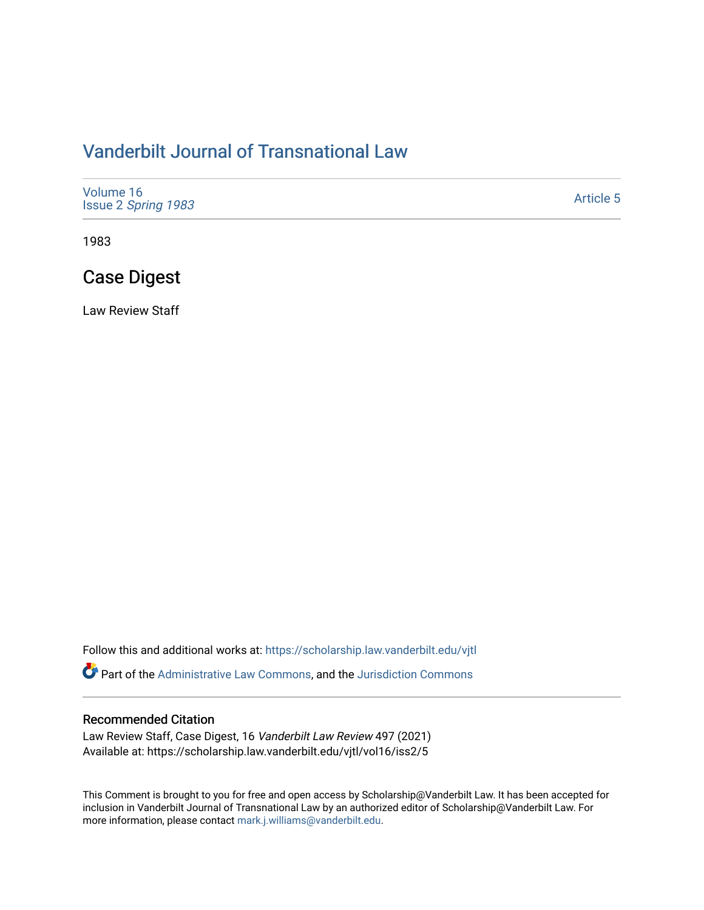# Vanderbilt Journal of Transnational Law

Volume 16
Issue 2 *Spring 1983*

Article 5

1983

## Case Digest

Law Review Staff

Follow this and additional works at: https://scholarship.law.vanderbilt.edu/vjtl

Part of the Administrative Law Commons, and the Jurisdiction Commons

### Recommended Citation

Law Review Staff, Case Digest, 16 *Vanderbilt Law Review* 497 (2021)
Available at: https://scholarship.law.vanderbilt.edu/vjtl/vol16/iss2/5

This Comment is brought to you for free and open access by Scholarship@Vanderbilt Law. It has been accepted for inclusion in Vanderbilt Journal of Transnational Law by an authorized editor of Scholarship@Vanderbilt Law. For more information, please contact mark.j.williams@vanderbilt.edu.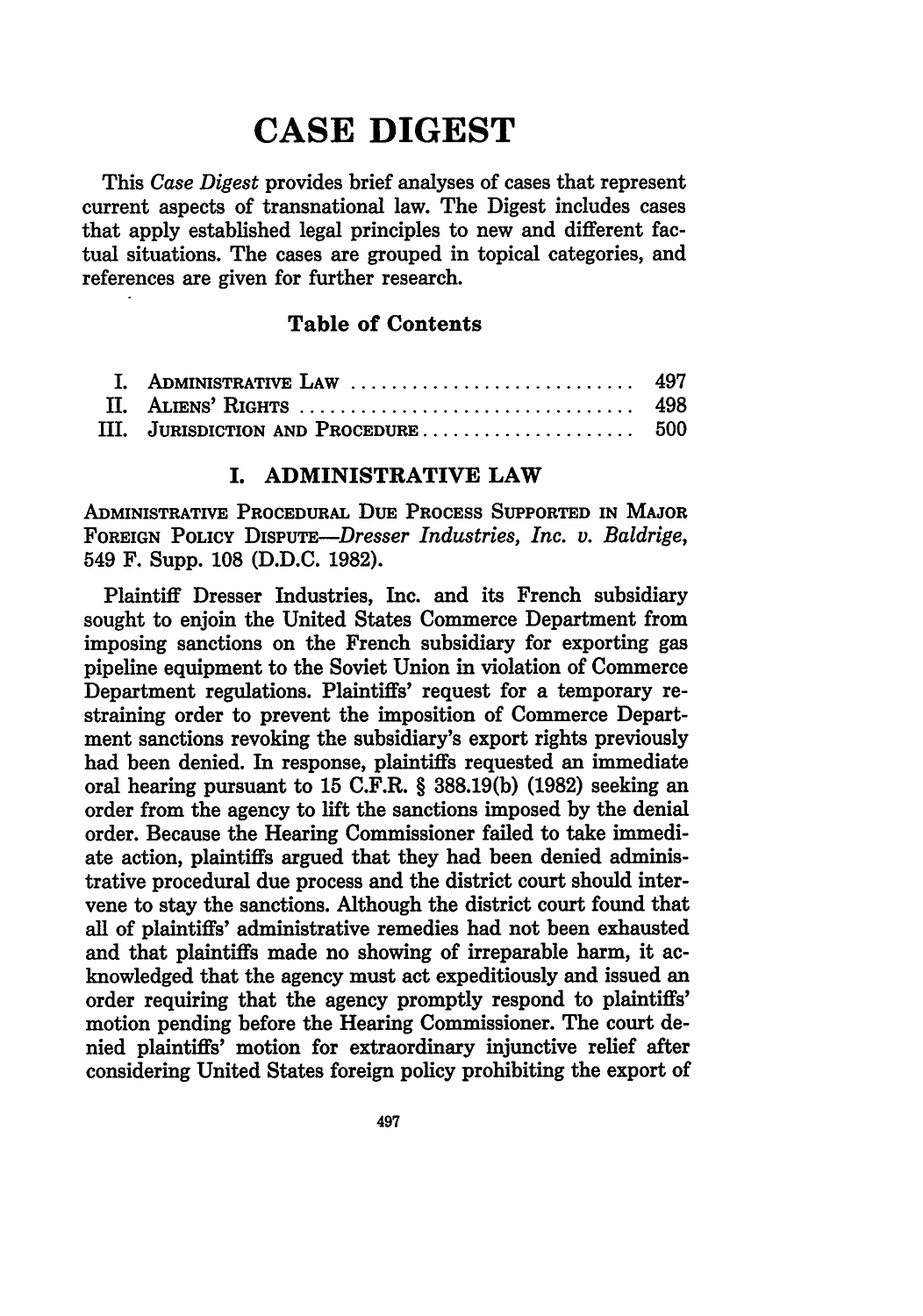# CASE DIGEST

This *Case Digest* provides brief analyses of cases that represent current aspects of transnational law. The Digest includes cases that apply established legal principles to new and different factual situations. The cases are grouped in topical categories, and references are given for further research.

### Table of Contents

| | | |
|---|---|---|
| I. | ADMINISTRATIVE LAW | 497 |
| II. | ALIENS' RIGHTS | 498 |
| III. | JURISDICTION AND PROCEDURE | 500 |

## I. ADMINISTRATIVE LAW

ADMINISTRATIVE PROCEDURAL DUE PROCESS SUPPORTED IN MAJOR FOREIGN POLICY DISPUTE—*Dresser Industries, Inc. v. Baldrige*, 549 F. Supp. 108 (D.D.C. 1982).

Plaintiff Dresser Industries, Inc. and its French subsidiary sought to enjoin the United States Commerce Department from imposing sanctions on the French subsidiary for exporting gas pipeline equipment to the Soviet Union in violation of Commerce Department regulations. Plaintiffs' request for a temporary restraining order to prevent the imposition of Commerce Department sanctions revoking the subsidiary's export rights previously had been denied. In response, plaintiffs requested an immediate oral hearing pursuant to 15 C.F.R. § 388.19(b) (1982) seeking an order from the agency to lift the sanctions imposed by the denial order. Because the Hearing Commissioner failed to take immediate action, plaintiffs argued that they had been denied administrative procedural due process and the district court should intervene to stay the sanctions. Although the district court found that all of plaintiffs' administrative remedies had not been exhausted and that plaintiffs made no showing of irreparable harm, it acknowledged that the agency must act expeditiously and issued an order requiring that the agency promptly respond to plaintiffs' motion pending before the Hearing Commissioner. The court denied plaintiffs' motion for extraordinary injunctive relief after considering United States foreign policy prohibiting the export of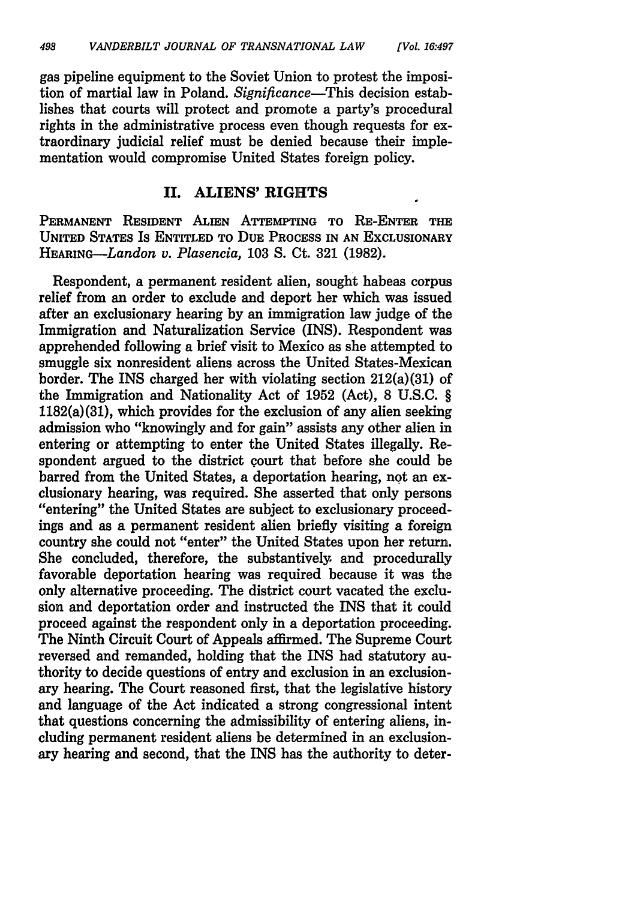gas pipeline equipment to the Soviet Union to protest the imposition of martial law in Poland. *Significance*—This decision establishes that courts will protect and promote a party's procedural rights in the administrative process even though requests for extraordinary judicial relief must be denied because their implementation would compromise United States foreign policy.

## II. ALIENS' RIGHTS

PERMANENT RESIDENT ALIEN ATTEMPTING TO RE-ENTER THE UNITED STATES IS ENTITLED TO DUE PROCESS IN AN EXCLUSIONARY HEARING—*Landon v. Plasencia*, 103 S. Ct. 321 (1982).

Respondent, a permanent resident alien, sought habeas corpus relief from an order to exclude and deport her which was issued after an exclusionary hearing by an immigration law judge of the Immigration and Naturalization Service (INS). Respondent was apprehended following a brief visit to Mexico as she attempted to smuggle six nonresident aliens across the United States-Mexican border. The INS charged her with violating section 212(a)(31) of the Immigration and Nationality Act of 1952 (Act), 8 U.S.C. § 1182(a)(31), which provides for the exclusion of any alien seeking admission who "knowingly and for gain" assists any other alien in entering or attempting to enter the United States illegally. Respondent argued to the district court that before she could be barred from the United States, a deportation hearing, not an exclusionary hearing, was required. She asserted that only persons "entering" the United States are subject to exclusionary proceedings and as a permanent resident alien briefly visiting a foreign country she could not "enter" the United States upon her return. She concluded, therefore, the substantively and procedurally favorable deportation hearing was required because it was the only alternative proceeding. The district court vacated the exclusion and deportation order and instructed the INS that it could proceed against the respondent only in a deportation proceeding. The Ninth Circuit Court of Appeals affirmed. The Supreme Court reversed and remanded, holding that the INS had statutory authority to decide questions of entry and exclusion in an exclusionary hearing. The Court reasoned first, that the legislative history and language of the Act indicated a strong congressional intent that questions concerning the admissibility of entering aliens, including permanent resident aliens be determined in an exclusionary hearing and second, that the INS has the authority to deter-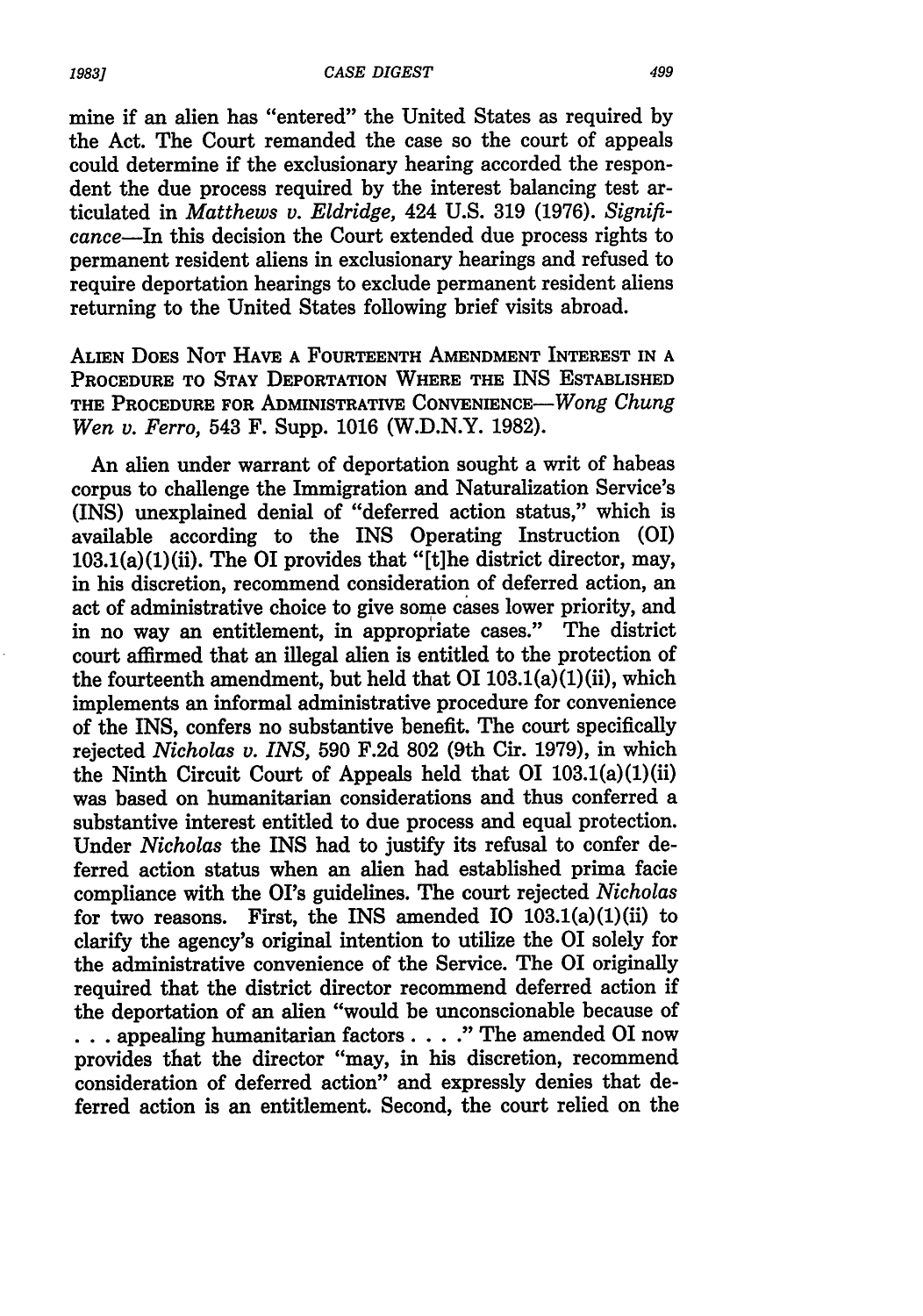mine if an alien has "entered" the United States as required by the Act. The Court remanded the case so the court of appeals could determine if the exclusionary hearing accorded the respondent the due process required by the interest balancing test articulated in *Matthews v. Eldridge,* 424 U.S. 319 (1976). *Significance*—In this decision the Court extended due process rights to permanent resident aliens in exclusionary hearings and refused to require deportation hearings to exclude permanent resident aliens returning to the United States following brief visits abroad.

ALIEN DOES NOT HAVE A FOURTEENTH AMENDMENT INTEREST IN A PROCEDURE TO STAY DEPORTATION WHERE THE INS ESTABLISHED THE PROCEDURE FOR ADMINISTRATIVE CONVENIENCE—*Wong Chung Wen v. Ferro,* 543 F. Supp. 1016 (W.D.N.Y. 1982).

An alien under warrant of deportation sought a writ of habeas corpus to challenge the Immigration and Naturalization Service's (INS) unexplained denial of "deferred action status," which is available according to the INS Operating Instruction (OI) 103.1(a)(1)(ii). The OI provides that "[t]he district director, may, in his discretion, recommend consideration of deferred action, an act of administrative choice to give some cases lower priority, and in no way an entitlement, in appropriate cases." The district court affirmed that an illegal alien is entitled to the protection of the fourteenth amendment, but held that OI 103.1(a)(1)(ii), which implements an informal administrative procedure for convenience of the INS, confers no substantive benefit. The court specifically rejected *Nicholas v. INS,* 590 F.2d 802 (9th Cir. 1979), in which the Ninth Circuit Court of Appeals held that OI 103.1(a)(1)(ii) was based on humanitarian considerations and thus conferred a substantive interest entitled to due process and equal protection. Under *Nicholas* the INS had to justify its refusal to confer deferred action status when an alien had established prima facie compliance with the OI's guidelines. The court rejected *Nicholas* for two reasons. First, the INS amended IO 103.1(a)(1)(ii) to clarify the agency's original intention to utilize the OI solely for the administrative convenience of the Service. The OI originally required that the district director recommend deferred action if the deportation of an alien "would be unconscionable because of . . . appealing humanitarian factors . . . ." The amended OI now provides that the director "may, in his discretion, recommend consideration of deferred action" and expressly denies that deferred action is an entitlement. Second, the court relied on the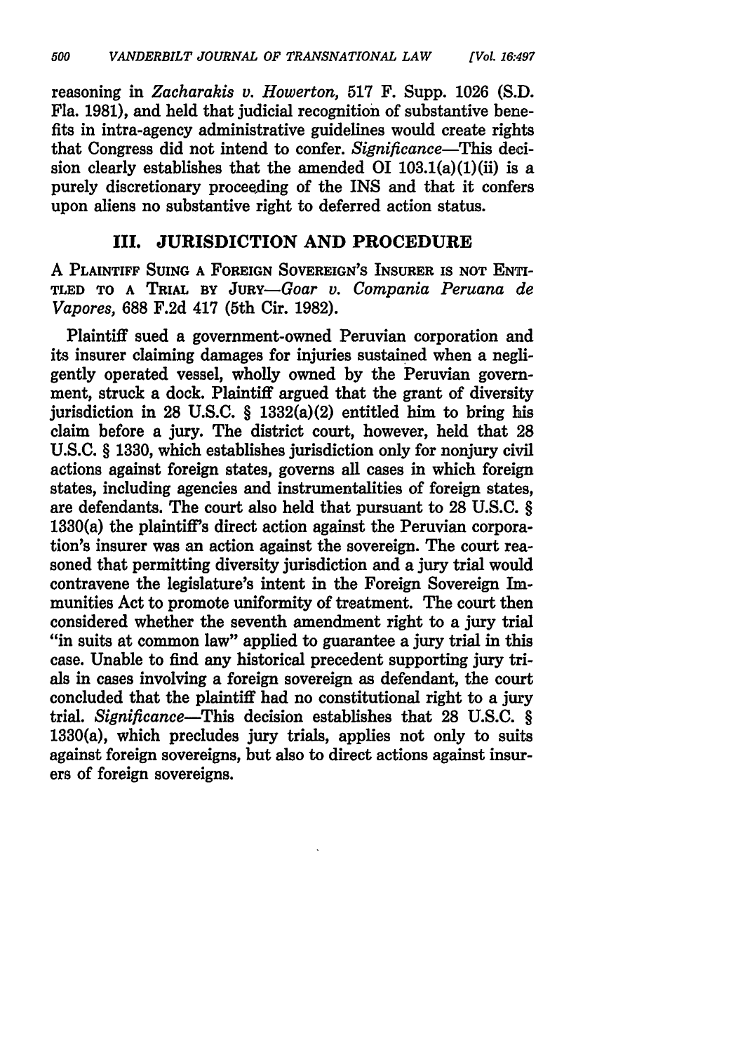reasoning in *Zacharakis v. Howerton*, 517 F. Supp. 1026 (S.D. Fla. 1981), and held that judicial recognition of substantive benefits in intra-agency administrative guidelines would create rights that Congress did not intend to confer. *Significance*—This decision clearly establishes that the amended OI 103.1(a)(1)(ii) is a purely discretionary proceeding of the INS and that it confers upon aliens no substantive right to deferred action status.

## III. JURISDICTION AND PROCEDURE

A PLAINTIFF SUING A FOREIGN SOVEREIGN'S INSURER IS NOT ENTITLED TO A TRIAL BY JURY—*Goar v. Compania Peruana de Vapores*, 688 F.2d 417 (5th Cir. 1982).

Plaintiff sued a government-owned Peruvian corporation and its insurer claiming damages for injuries sustained when a negligently operated vessel, wholly owned by the Peruvian government, struck a dock. Plaintiff argued that the grant of diversity jurisdiction in 28 U.S.C. § 1332(a)(2) entitled him to bring his claim before a jury. The district court, however, held that 28 U.S.C. § 1330, which establishes jurisdiction only for nonjury civil actions against foreign states, governs all cases in which foreign states, including agencies and instrumentalities of foreign states, are defendants. The court also held that pursuant to 28 U.S.C. § 1330(a) the plaintiff's direct action against the Peruvian corporation's insurer was an action against the sovereign. The court reasoned that permitting diversity jurisdiction and a jury trial would contravene the legislature's intent in the Foreign Sovereign Immunities Act to promote uniformity of treatment. The court then considered whether the seventh amendment right to a jury trial "in suits at common law" applied to guarantee a jury trial in this case. Unable to find any historical precedent supporting jury trials in cases involving a foreign sovereign as defendant, the court concluded that the plaintiff had no constitutional right to a jury trial. *Significance*—This decision establishes that 28 U.S.C. § 1330(a), which precludes jury trials, applies not only to suits against foreign sovereigns, but also to direct actions against insurers of foreign sovereigns.